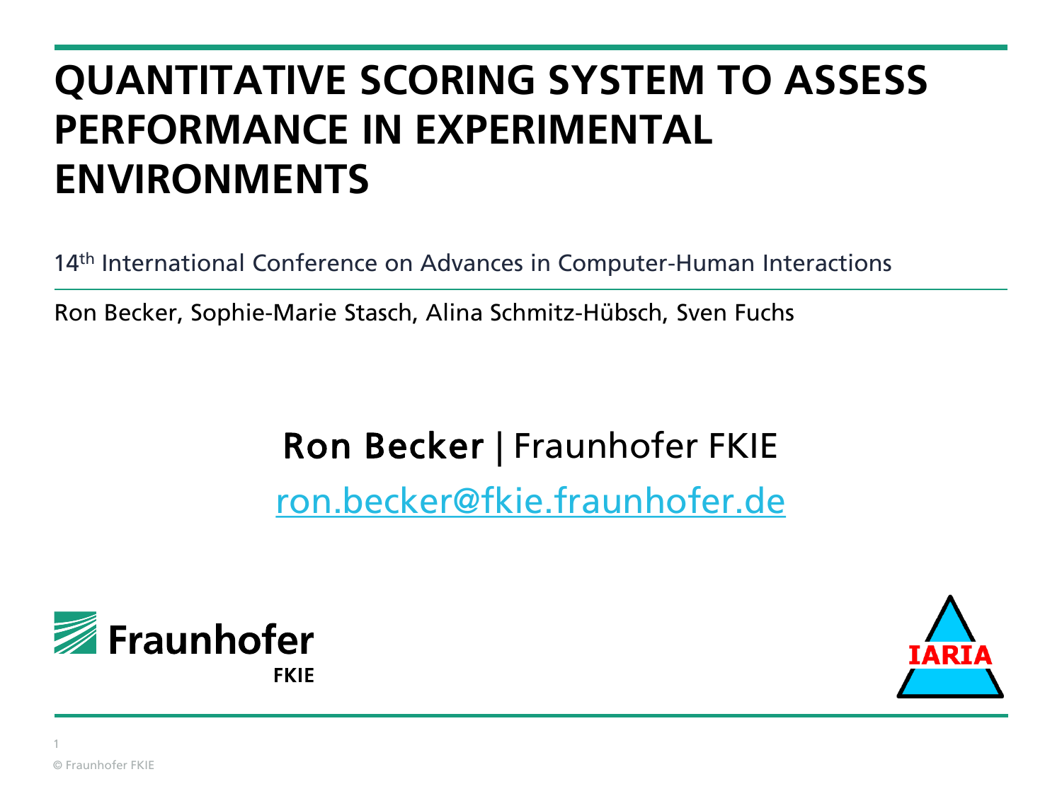# QUANTITATIVE SCORING SYSTEM TO ASSESS PERFORMANCE IN EXPERIMENTAL ENVIRONMENTS

14th International Conference on Advances in Computer-Human Interactions

Ron Becker, Sophie-Marie Stasch, Alina Schmitz-Hübsch, Sven Fuchs

**Ron Becker** | Fraunhofer FKIE

ron.becker@fkie.fraunhofer.de

Fraunhofer FKIE

IARIA

© Fraunhofer FKIE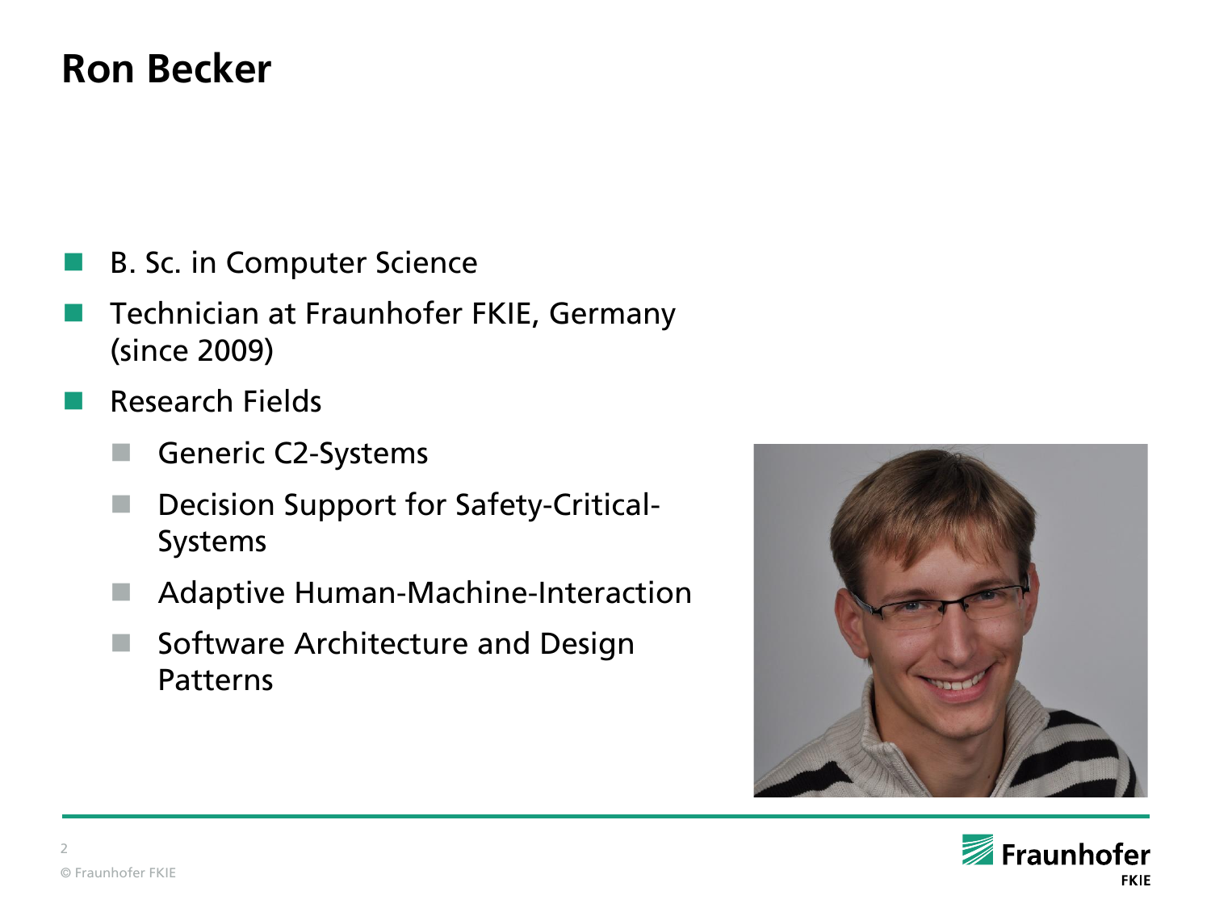# Ron Becker

- B. Sc. in Computer Science
- Technician at Fraunhofer FKIE, Germany (since 2009)
- Research Fields
  - Generic C2-Systems
  - Decision Support for Safety-Critical-Systems
  - Adaptive Human-Machine-Interaction
  - Software Architecture and Design Patterns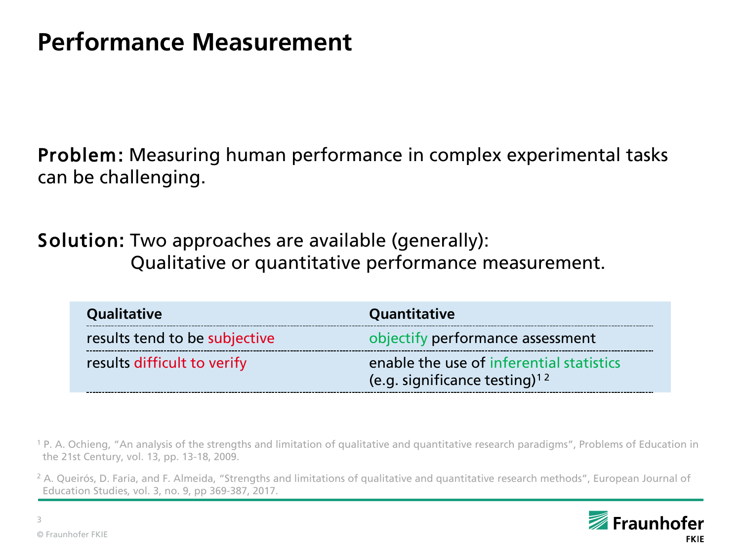# Performance Measurement

**Problem:** Measuring human performance in complex experimental tasks can be challenging.

**Solution:** Two approaches are available (generally):
Qualitative or quantitative performance measurement.

| Qualitative | Quantitative |
|---|---|
| results tend to be subjective | objectify performance assessment |
| results difficult to verify | enable the use of inferential statistics (e.g. significance testing)[1 2] |

[1] P. A. Ochieng, "An analysis of the strengths and limitation of qualitative and quantitative research paradigms", Problems of Education in the 21st Century, vol. 13, pp. 13-18, 2009.

[2] A. Queirós, D. Faria, and F. Almeida, "Strengths and limitations of qualitative and quantitative research methods", European Journal of Education Studies, vol. 3, no. 9, pp 369-387, 2017.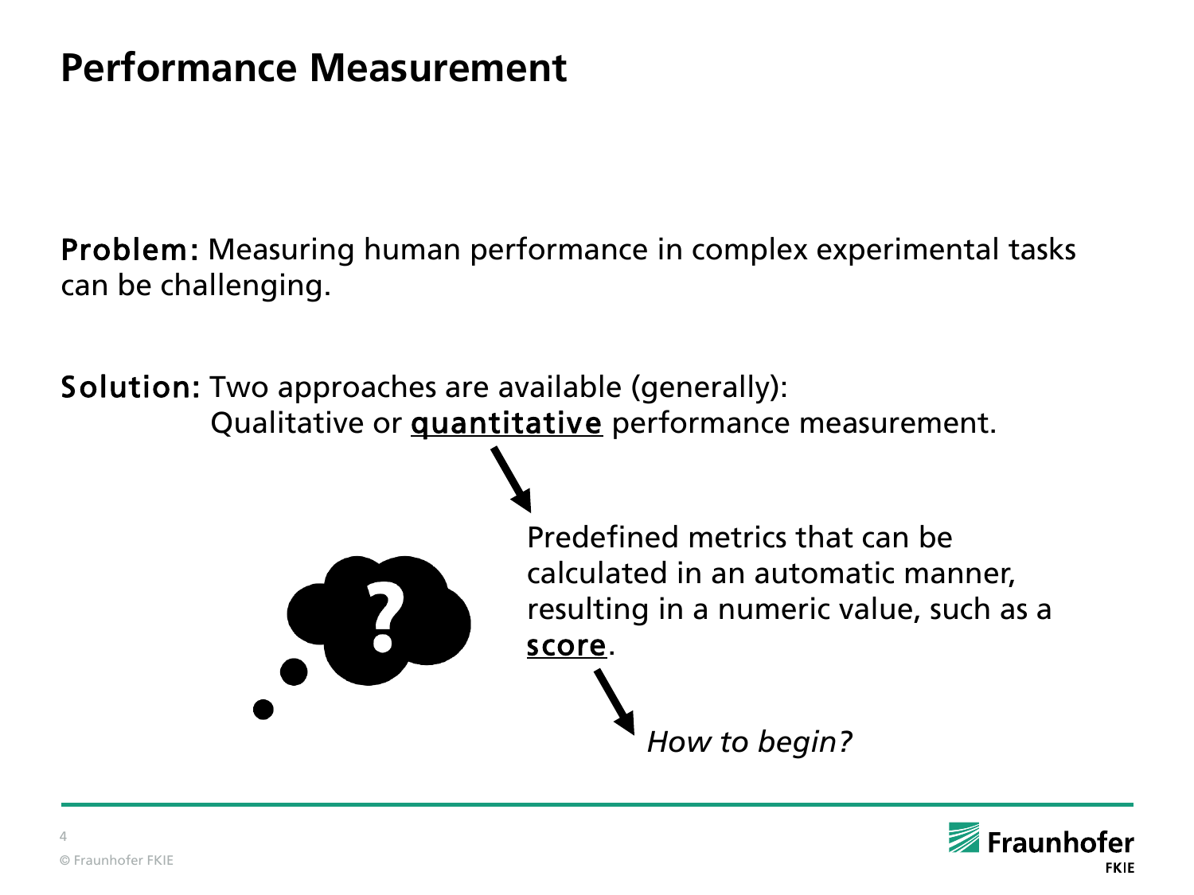# Performance Measurement

**Problem:** Measuring human performance in complex experimental tasks can be challenging.

**Solution:** Two approaches are available (generally):
Qualitative or **quantitative** performance measurement.

Predefined metrics that can be calculated in an automatic manner, resulting in a numeric value, such as a **score**.

*How to begin?*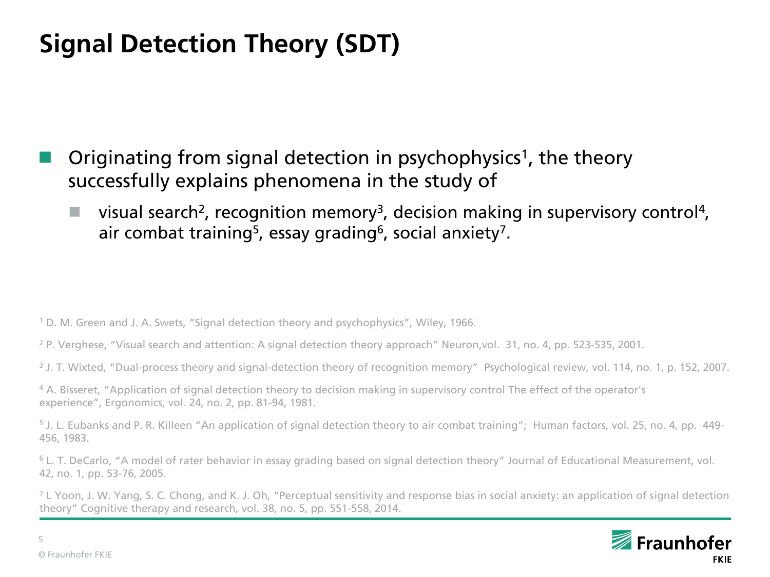# Signal Detection Theory (SDT)

- Originating from signal detection in psychophysics[1], the theory successfully explains phenomena in the study of
  - visual search[2], recognition memory[3], decision making in supervisory control[4], air combat training[5], essay grading[6], social anxiety[7].

[1] D. M. Green and J. A. Swets, "Signal detection theory and psychophysics", Wiley, 1966.

[2] P. Verghese, "Visual search and attention: A signal detection theory approach" Neuron,vol. 31, no. 4, pp. 523-535, 2001.

[3] J. T. Wixted, "Dual-process theory and signal-detection theory of recognition memory" Psychological review, vol. 114, no. 1, p. 152, 2007.

[4] A. Bisseret, "Application of signal detection theory to decision making in supervisory control The effect of the operator's experience", Ergonomics, vol. 24, no. 2, pp. 81-94, 1981.

[5] J. L. Eubanks and P. R. Killeen "An application of signal detection theory to air combat training"; Human factors, vol. 25, no. 4, pp. 449-456, 1983.

[6] L. T. DeCarlo, "A model of rater behavior in essay grading based on signal detection theory" Journal of Educational Measurement, vol. 42, no. 1, pp. 53-76, 2005.

[7] L Yoon, J. W. Yang, S. C. Chong, and K. J. Oh, "Perceptual sensitivity and response bias in social anxiety: an application of signal detection theory" Cognitive therapy and research, vol. 38, no. 5, pp. 551-558, 2014.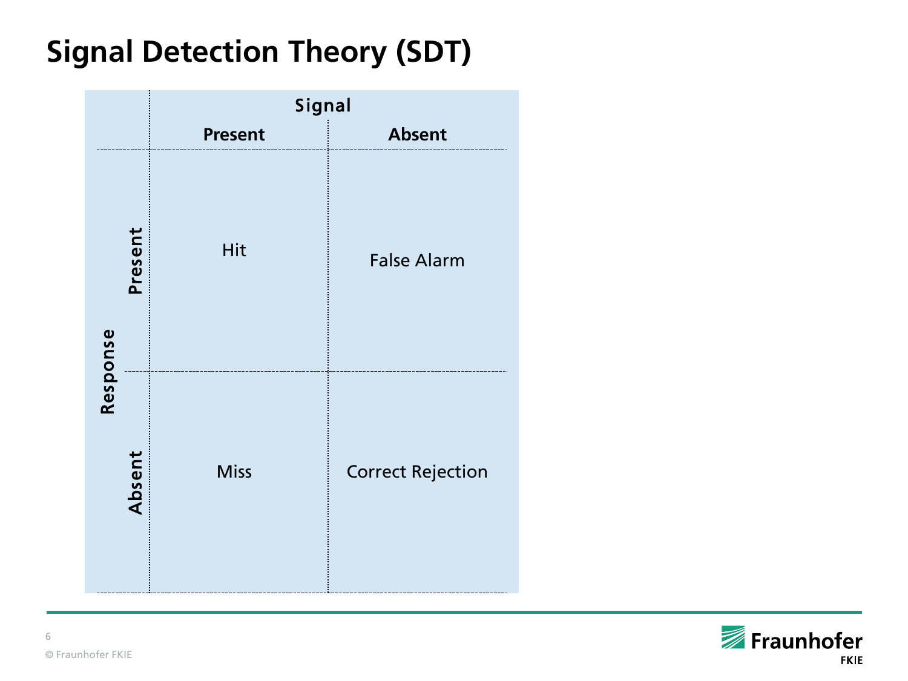# Signal Detection Theory (SDT)

| | | Signal | |
|---|---|---|---|
| | | **Present** | **Absent** |
| **Response** | **Present** | Hit | False Alarm |
| | **Absent** | Miss | Correct Rejection |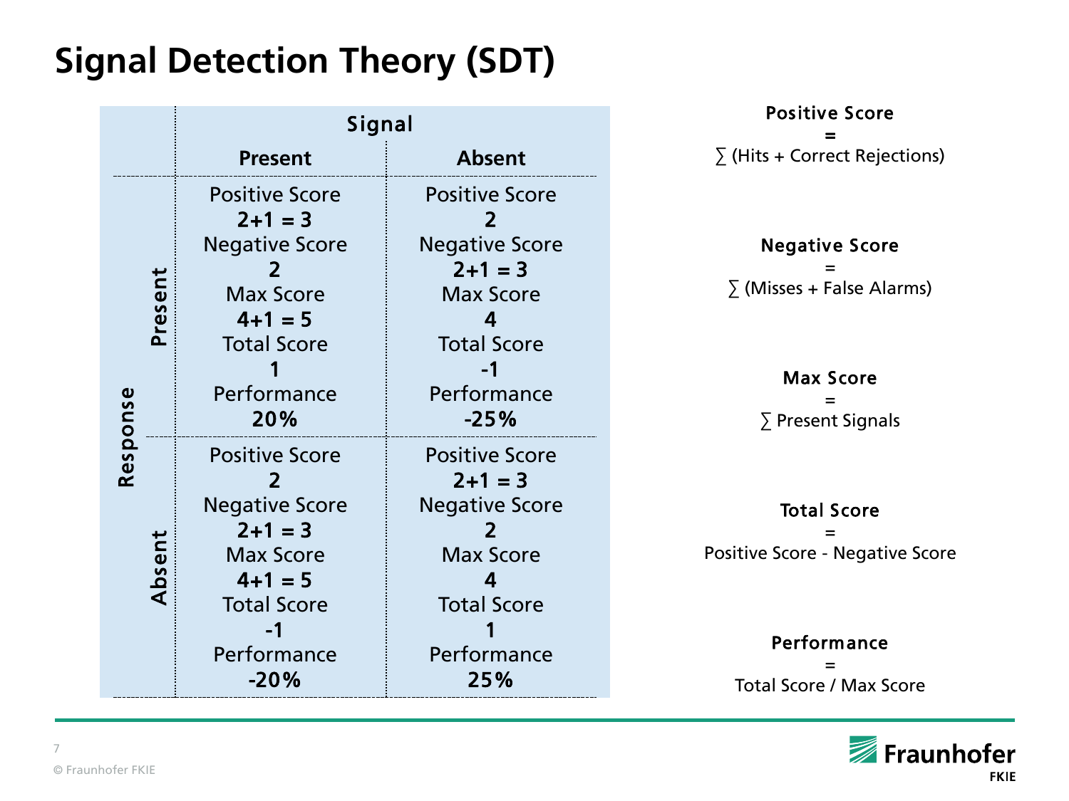# Signal Detection Theory (SDT)

| | | Signal: Present | Signal: Absent |
|---|---|---|---|
| Response | Present | Positive Score **2+1 = 3** Negative Score **2** Max Score **4+1 = 5** Total Score **1** Performance **20%** | Positive Score **2** Negative Score **2+1 = 3** Max Score **4** Total Score **-1** Performance **-25%** |
| | Absent | Positive Score **2** Negative Score **2+1 = 3** Max Score **4+1 = 5** Total Score **-1** Performance **-20%** | Positive Score **2+1 = 3** Negative Score **2** Max Score **4** Total Score **1** Performance **25%** |

**Positive Score**
=
∑ (Hits + Correct Rejections)

**Negative Score**
=
∑ (Misses + False Alarms)

**Max Score**
=
∑ Present Signals

**Total Score**
=
Positive Score - Negative Score

**Performance**
=
Total Score / Max Score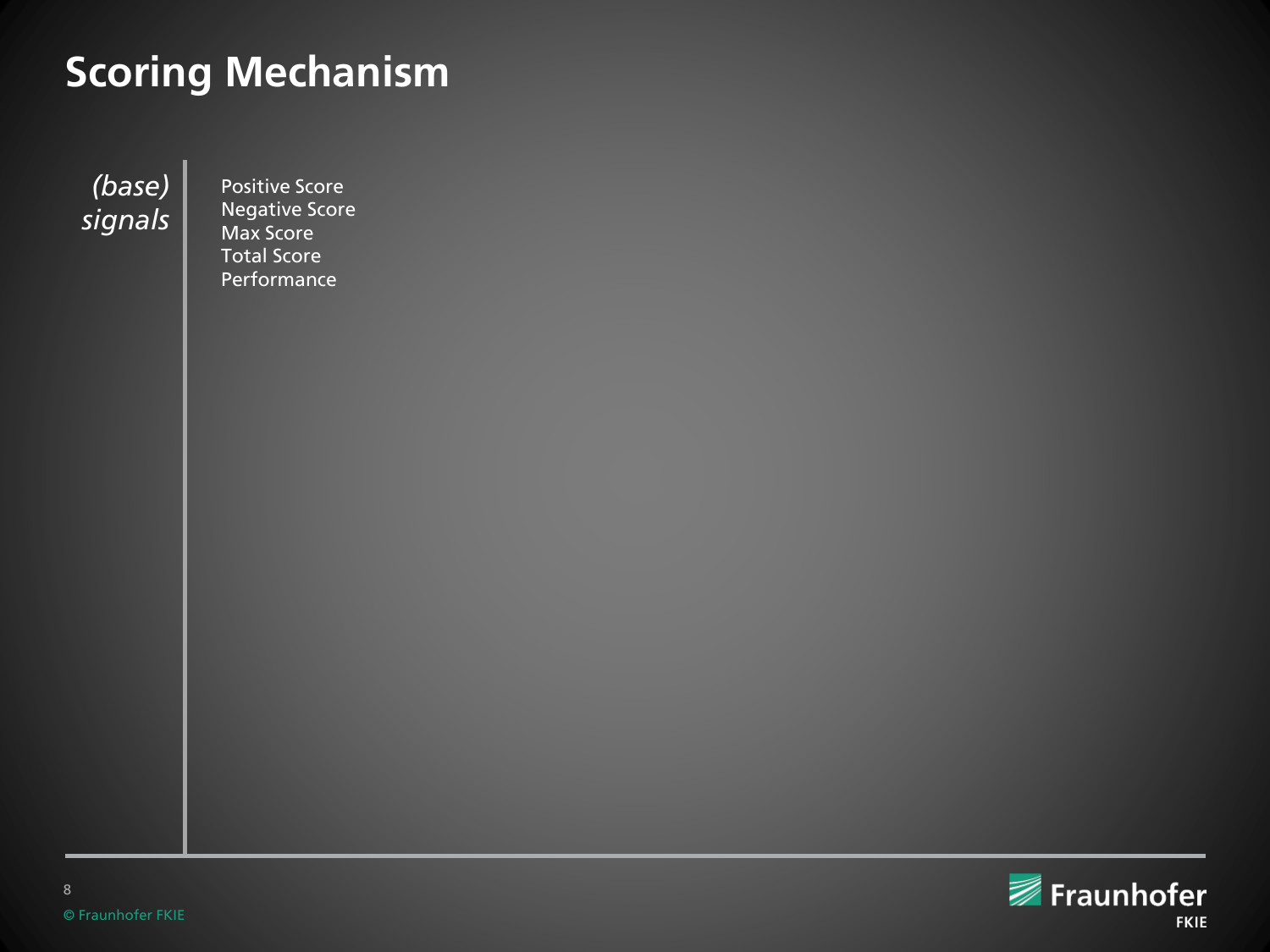# Scoring Mechanism

*(base) signals*

Positive Score
Negative Score
Max Score
Total Score
Performance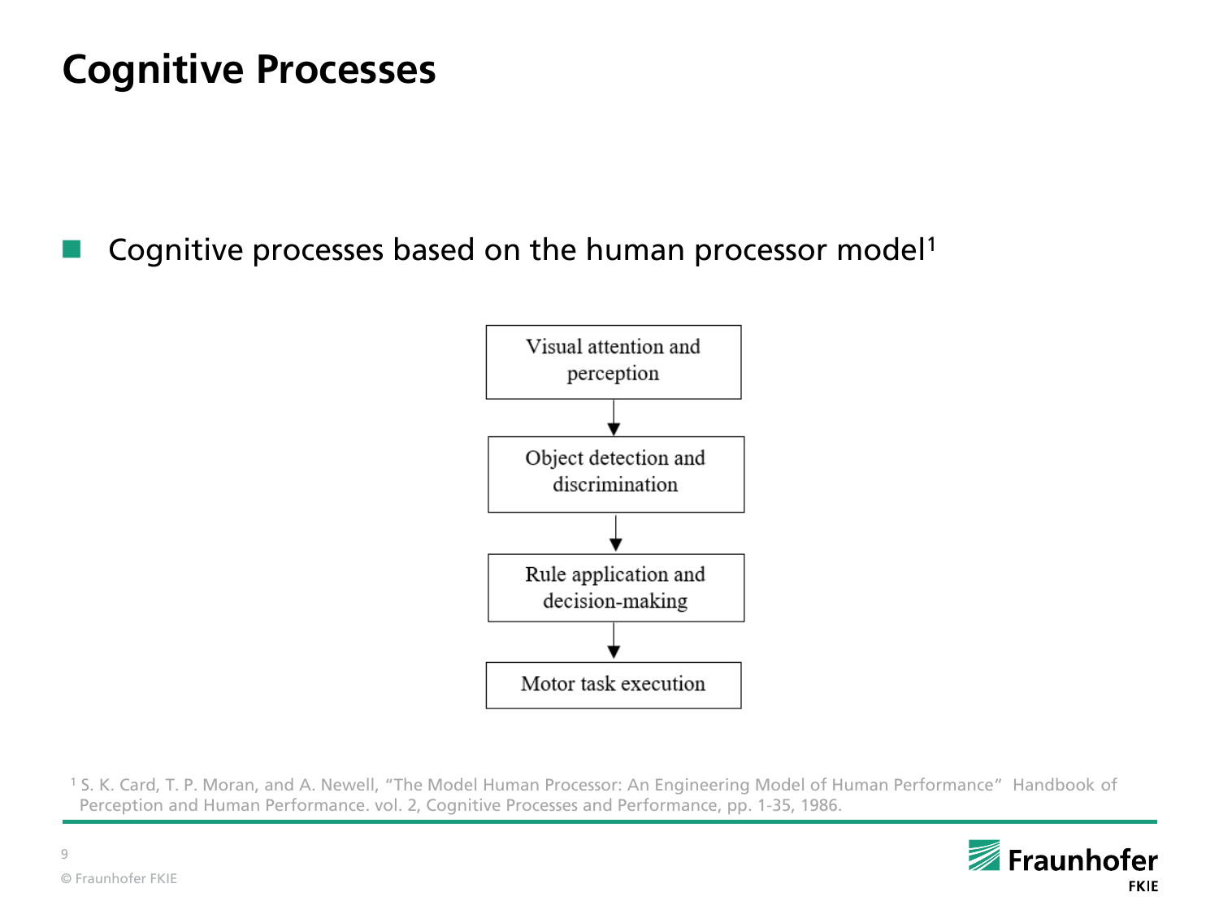# Cognitive Processes

- Cognitive processes based on the human processor model[1]

Visual attention and perception

Object detection and discrimination

Rule application and decision-making

Motor task execution

[1] S. K. Card, T. P. Moran, and A. Newell, "The Model Human Processor: An Engineering Model of Human Performance" Handbook of Perception and Human Performance. vol. 2, Cognitive Processes and Performance, pp. 1-35, 1986.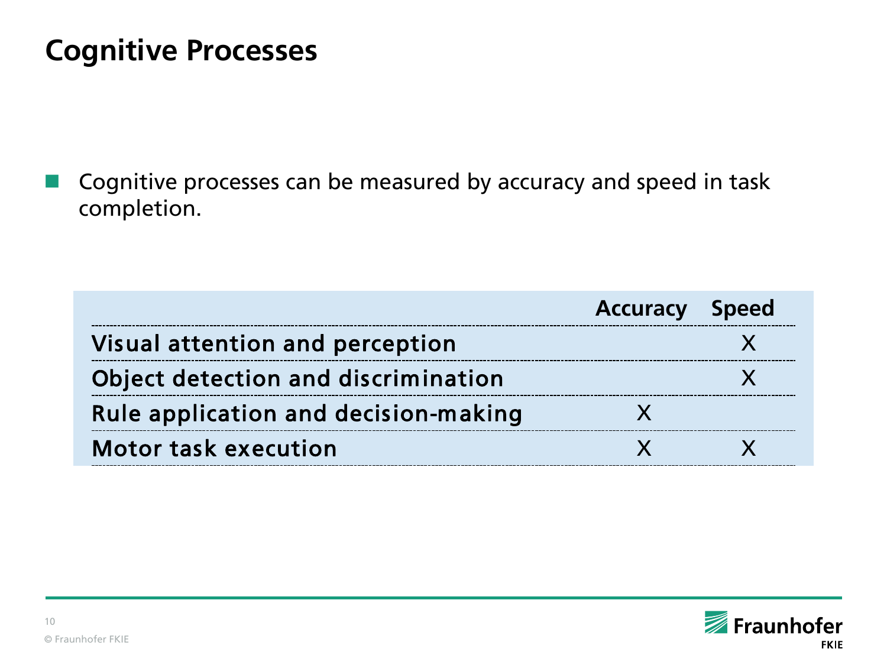# Cognitive Processes

- Cognitive processes can be measured by accuracy and speed in task completion.

| | Accuracy | Speed |
|---|---|---|
| Visual attention and perception | | X |
| Object detection and discrimination | | X |
| Rule application and decision-making | X | |
| Motor task execution | X | X |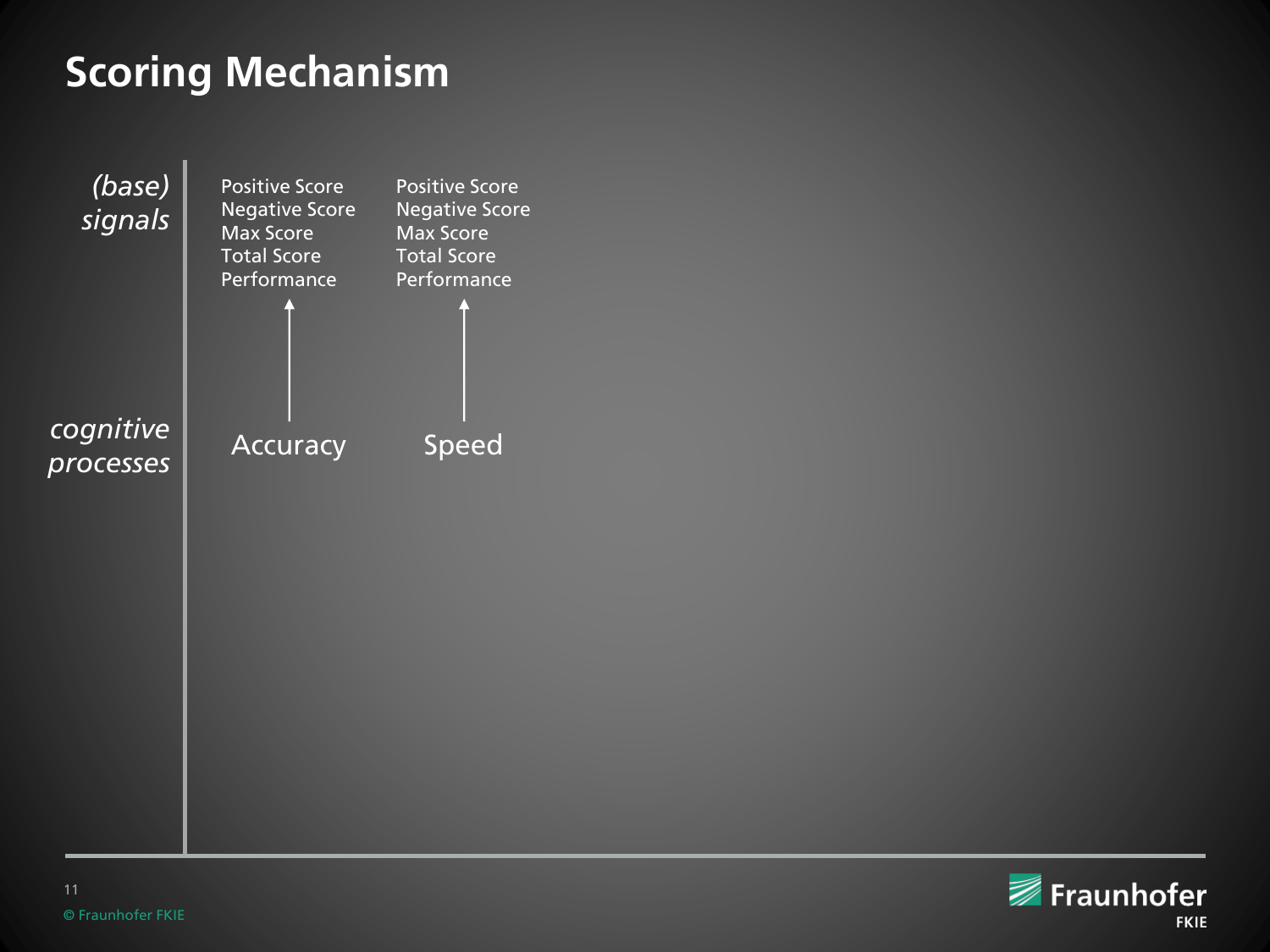# Scoring Mechanism

*(base) signals*

Positive Score
Negative Score
Max Score
Total Score
Performance

Positive Score
Negative Score
Max Score
Total Score
Performance

*cognitive processes*

Accuracy

Speed

© Fraunhofer FKIE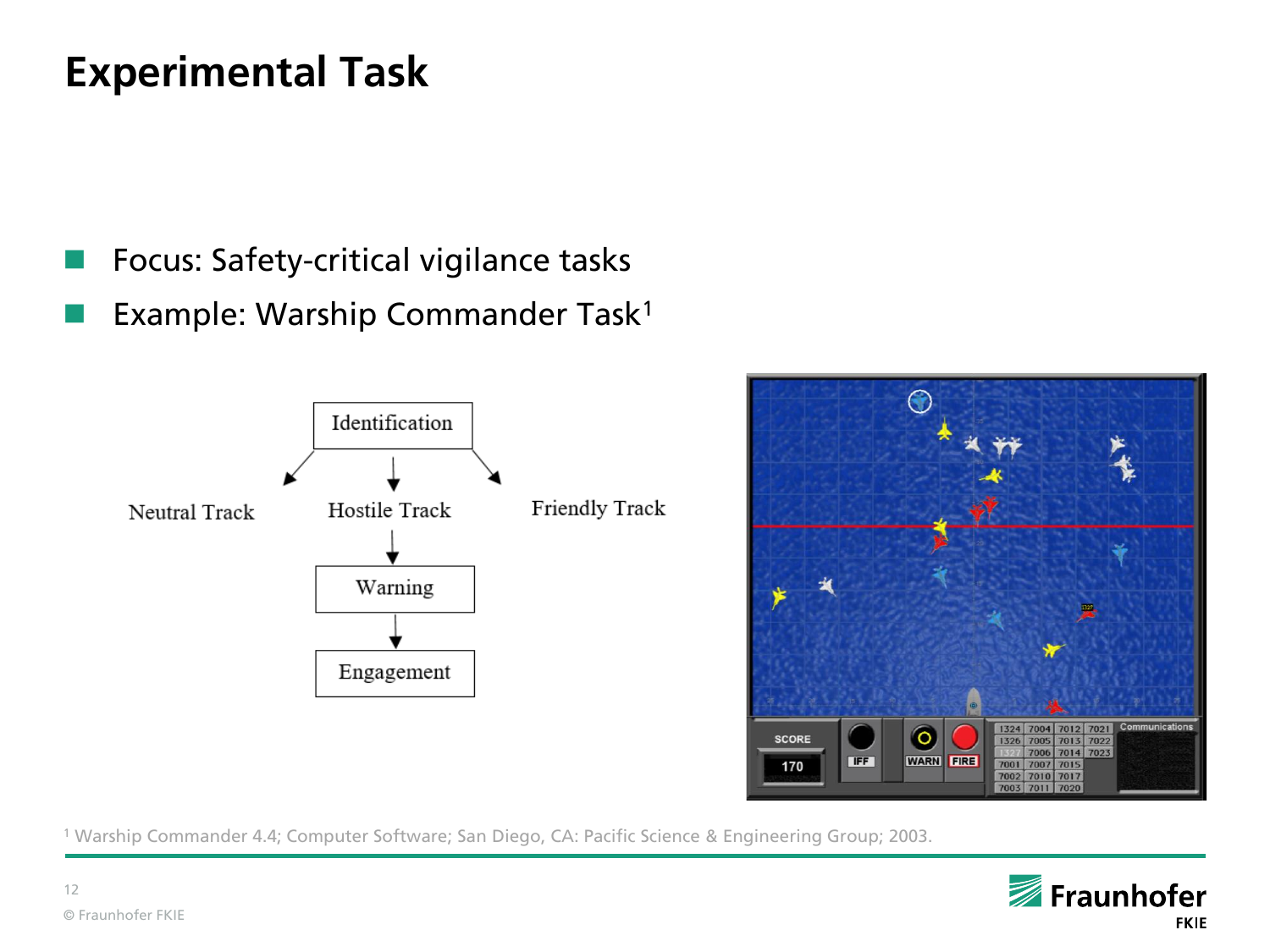# Experimental Task

- Focus: Safety-critical vigilance tasks
- Example: Warship Commander Task[1]

Identification

Neutral Track

Hostile Track

Friendly Track

Warning

Engagement

SCORE

170

IFF

WARN

FIRE

Communications

[1] Warship Commander 4.4; Computer Software; San Diego, CA: Pacific Science & Engineering Group; 2003.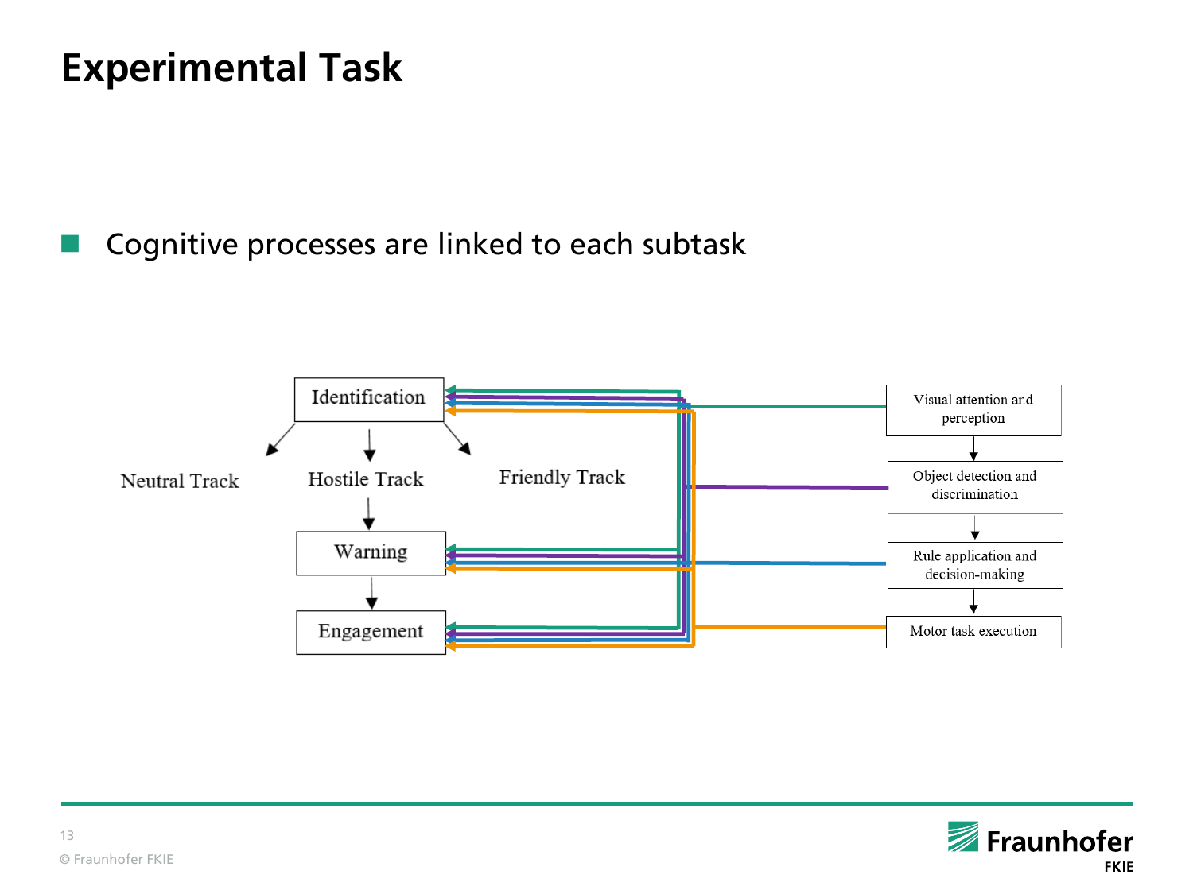# Experimental Task

- Cognitive processes are linked to each subtask

Identification

Neutral Track

Hostile Track

Friendly Track

Warning

Engagement

Visual attention and perception

Object detection and discrimination

Rule application and decision-making

Motor task execution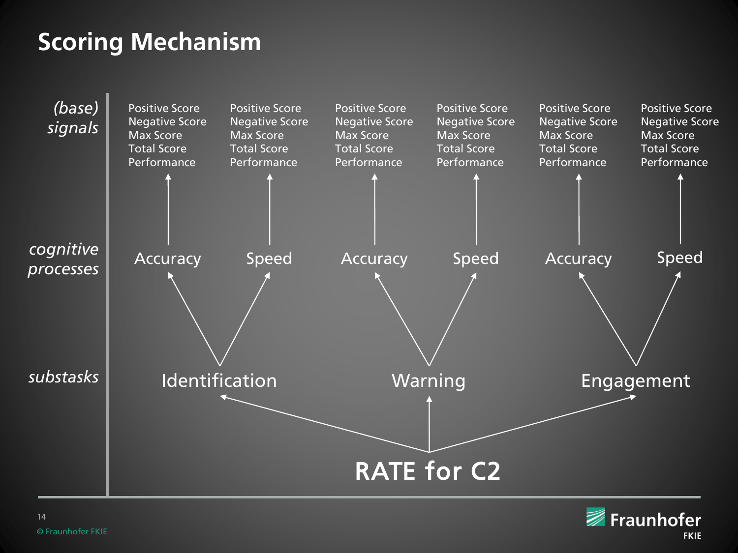# Scoring Mechanism

*(base) signals*

Positive Score
Negative Score
Max Score
Total Score
Performance

Positive Score
Negative Score
Max Score
Total Score
Performance

Positive Score
Negative Score
Max Score
Total Score
Performance

Positive Score
Negative Score
Max Score
Total Score
Performance

Positive Score
Negative Score
Max Score
Total Score
Performance

Positive Score
Negative Score
Max Score
Total Score
Performance

*cognitive processes*

Accuracy Speed Accuracy Speed Accuracy Speed

*substasks*

Identification Warning Engagement

**RATE for C2**

© Fraunhofer FKIE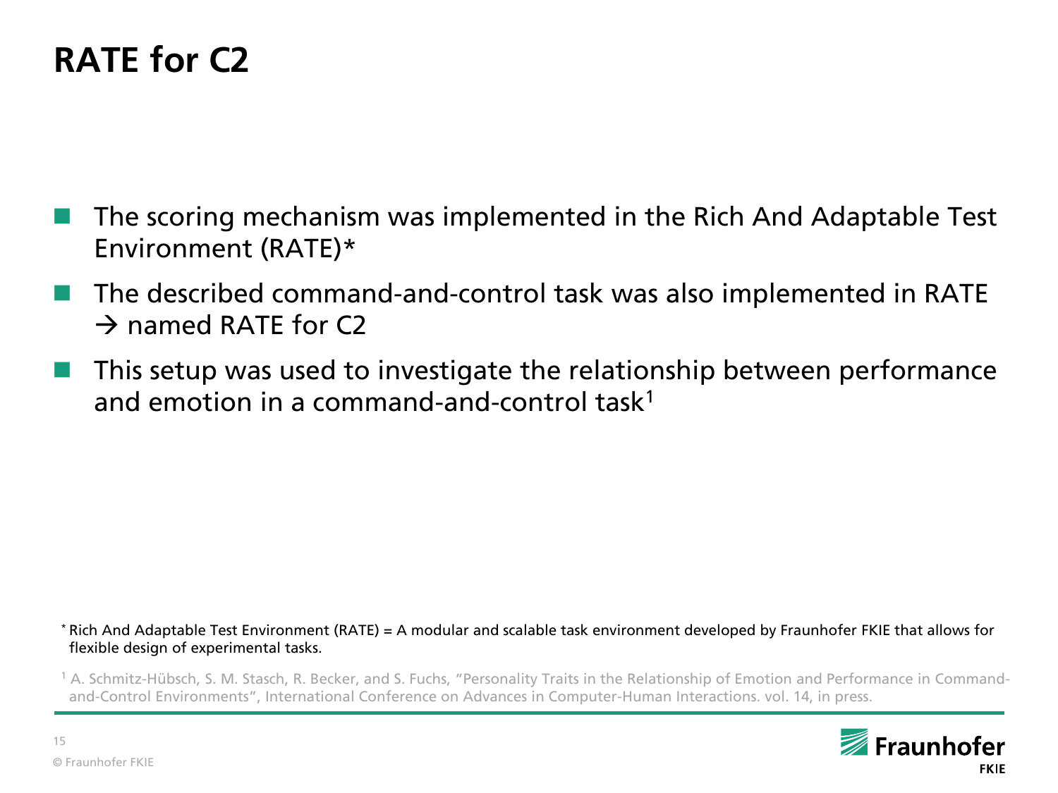# RATE for C2

- The scoring mechanism was implemented in the Rich And Adaptable Test Environment (RATE)*
- The described command-and-control task was also implemented in RATE → named RATE for C2
- This setup was used to investigate the relationship between performance and emotion in a command-and-control task[1]

* Rich And Adaptable Test Environment (RATE) = A modular and scalable task environment developed by Fraunhofer FKIE that allows for flexible design of experimental tasks.

[1] A. Schmitz-Hübsch, S. M. Stasch, R. Becker, and S. Fuchs, "Personality Traits in the Relationship of Emotion and Performance in Command-and-Control Environments", International Conference on Advances in Computer-Human Interactions. vol. 14, in press.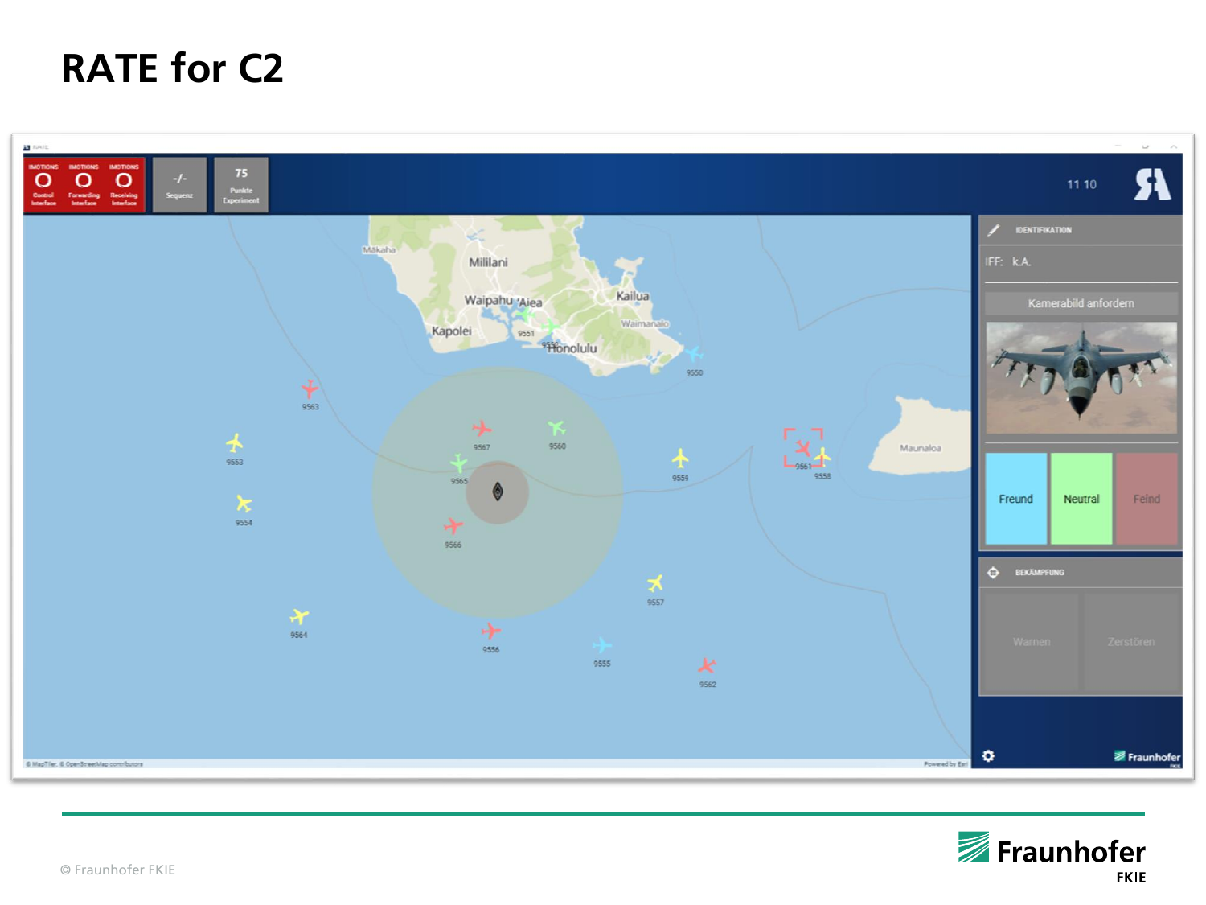# RATE for C2

IMOTIONS Control Interface | IMOTIONS Forwarding Interface | IMOTIONS Receiving Interface | -/- Sequenz | 75 Punkte Experiment

11 10

IDENTIFIKATION

IFF: k.A.

Kamerabild anfordern

Freund | Neutral | Feind

BEKÄMPFUNG

Warnen | Zerstören

9550 9551 9553 9554 9555 9556 9557 9558 9559 9560 9561 9562 9563 9564 9565 9566 9567

Mililani, Waipahu, 'Aiea, Kailua, Waimanalo, Kapolei, Honolulu, Makaha, Maunaloa

© MapTiler © OpenStreetMap contributors

Powered by Esri

Fraunhofer

© Fraunhofer FKIE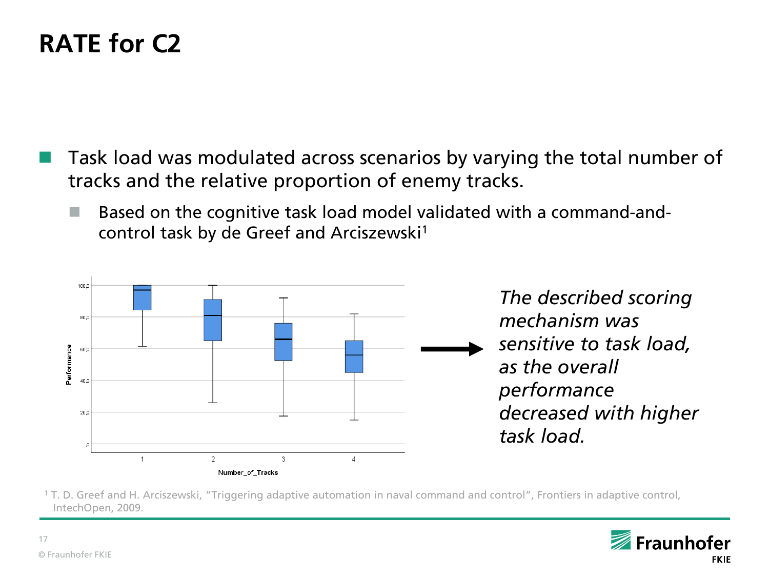# RATE for C2

- Task load was modulated across scenarios by varying the total number of tracks and the relative proportion of enemy tracks.
  - Based on the cognitive task load model validated with a command-and-control task by de Greef and Arciszewski[1]

100,0
80,0
60,0
40,0
20,0
,0
Performance
1
2
3
4
Number_of_Tracks

*The described scoring mechanism was sensitive to task load, as the overall performance decreased with higher task load.*

[1] T. D. Greef and H. Arciszewski, "Triggering adaptive automation in naval command and control", Frontiers in adaptive control, IntechOpen, 2009.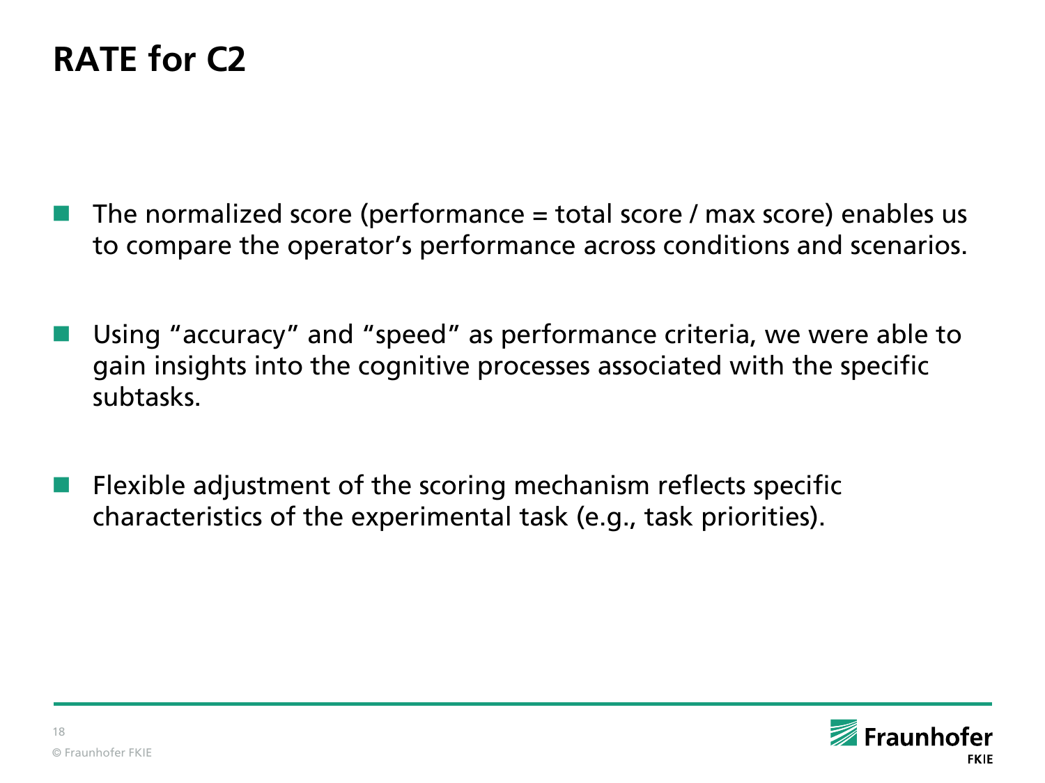# RATE for C2

- The normalized score (performance = total score / max score) enables us to compare the operator's performance across conditions and scenarios.

- Using "accuracy" and "speed" as performance criteria, we were able to gain insights into the cognitive processes associated with the specific subtasks.

- Flexible adjustment of the scoring mechanism reflects specific characteristics of the experimental task (e.g., task priorities).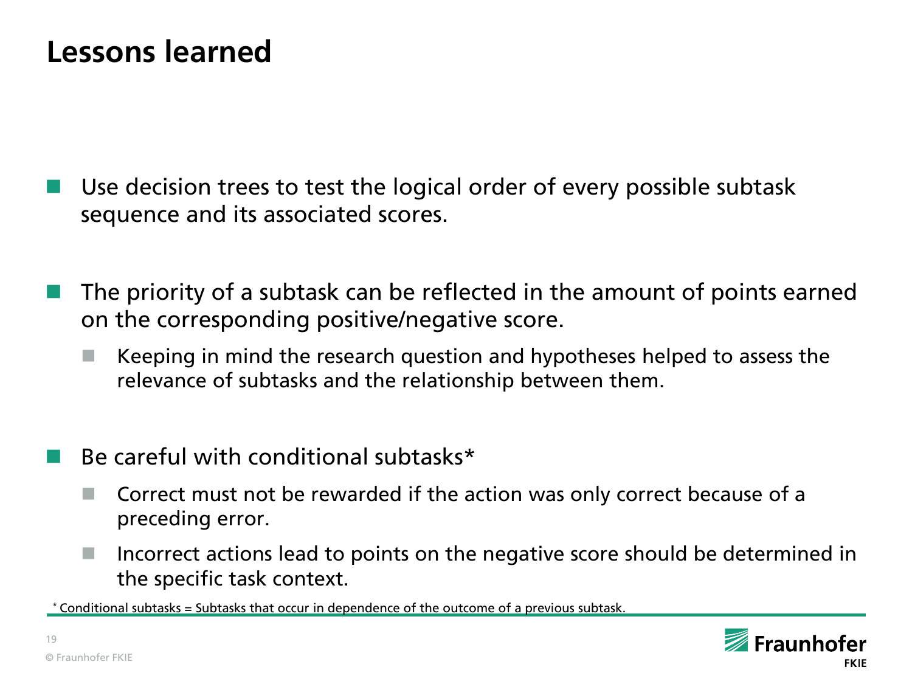# Lessons learned

- Use decision trees to test the logical order of every possible subtask sequence and its associated scores.
- The priority of a subtask can be reflected in the amount of points earned on the corresponding positive/negative score.
  - Keeping in mind the research question and hypotheses helped to assess the relevance of subtasks and the relationship between them.
- Be careful with conditional subtasks*
  - Correct must not be rewarded if the action was only correct because of a preceding error.
  - Incorrect actions lead to points on the negative score should be determined in the specific task context.

* Conditional subtasks = Subtasks that occur in dependence of the outcome of a previous subtask.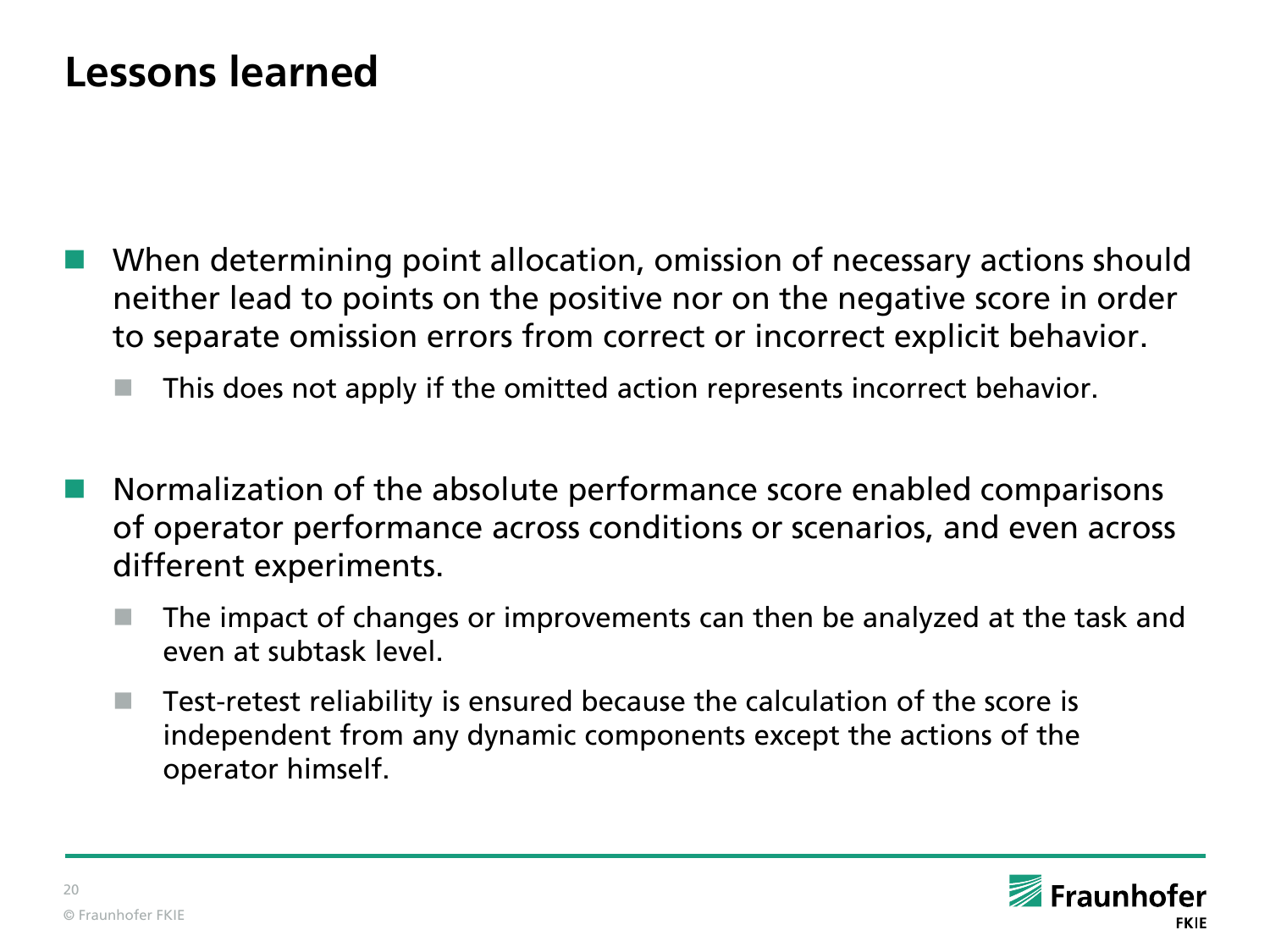# Lessons learned

- When determining point allocation, omission of necessary actions should neither lead to points on the positive nor on the negative score in order to separate omission errors from correct or incorrect explicit behavior.
  - This does not apply if the omitted action represents incorrect behavior.

- Normalization of the absolute performance score enabled comparisons of operator performance across conditions or scenarios, and even across different experiments.
  - The impact of changes or improvements can then be analyzed at the task and even at subtask level.
  - Test-retest reliability is ensured because the calculation of the score is independent from any dynamic components except the actions of the operator himself.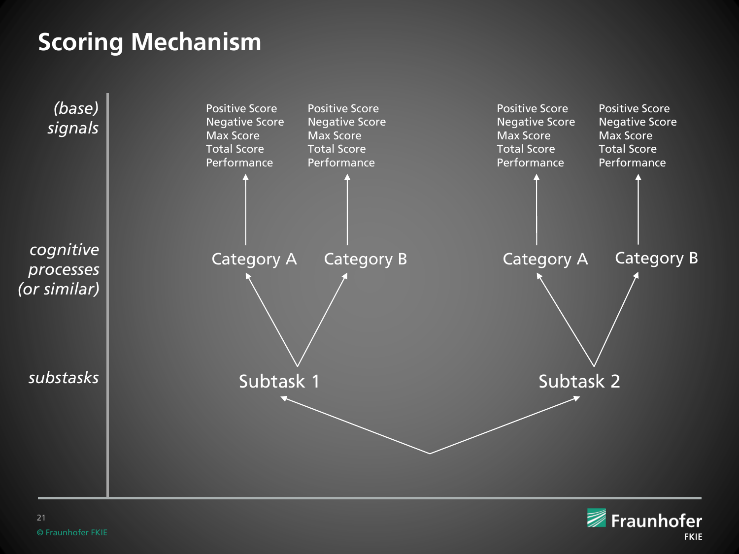# Scoring Mechanism

*(base) signals*

Positive Score
Negative Score
Max Score
Total Score
Performance

Positive Score
Negative Score
Max Score
Total Score
Performance

Positive Score
Negative Score
Max Score
Total Score
Performance

Positive Score
Negative Score
Max Score
Total Score
Performance

*cognitive processes (or similar)*

Category A
Category B
Category A
Category B

*substasks*

Subtask 1
Subtask 2